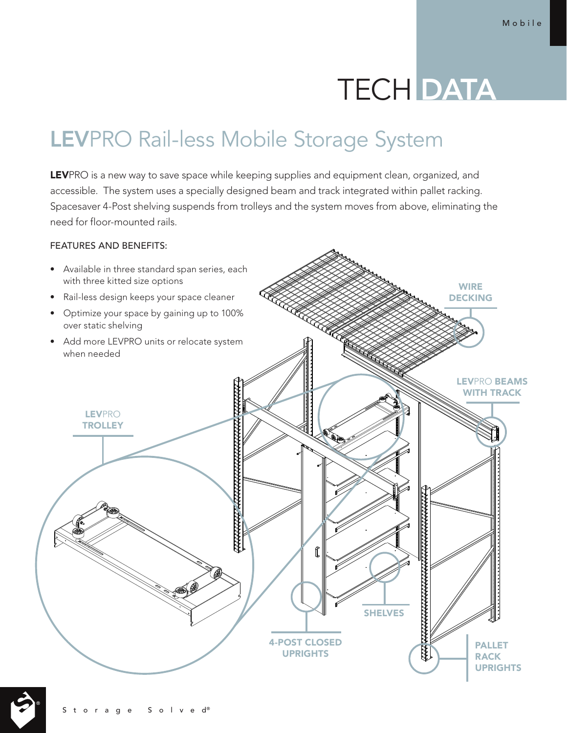# TECH DATA

## LEVPRO Rail-less Mobile Storage System

**LEV**PRO is a new way to save space while keeping supplies and equipment clean, organized, and accessible. The system uses a specially designed beam and track integrated within pallet racking. Spacesaver 4-Post shelving suspends from trolleys and the system moves from above, eliminating the need for floor-mounted rails.

FEATURES AND BENEFITS:

- Available in three standard span series, each with three kitted size options
- Rail-less design keeps your space cleaner
- Optimize your space by gaining up to 100% over static shelving
- Add more LEVPRO units or relocate system when needed

WIRE DECKING

LEVPRO BEAMS WITH TRACK

LEVPRO TROLLEY

SHELVES

4-POST CLOSED UPRIGHTS

PALLET RACK UPRIGHTS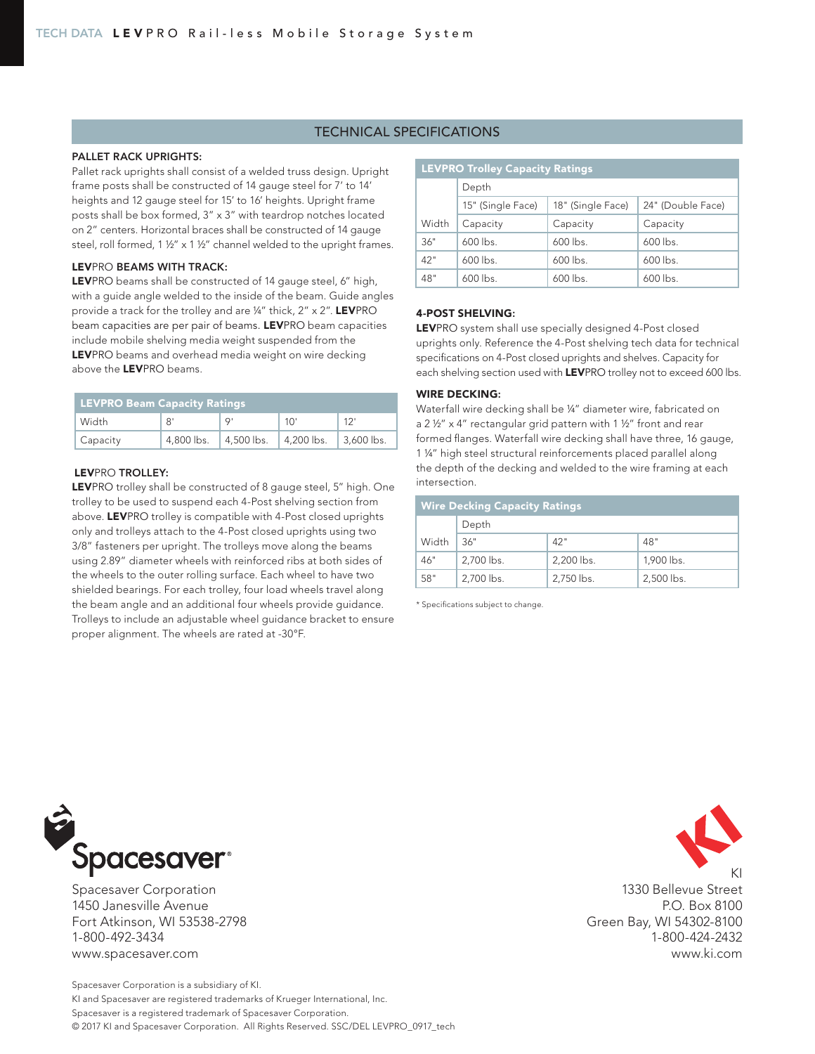## TECHNICAL SPECIFICATIONS

**PALLET RACK UPRIGHTS:**

Pallet rack uprights shall consist of a welded truss design. Upright frame posts shall be constructed of 14 gauge steel for 7' to 14' heights and 12 gauge steel for 15' to 16' heights. Upright frame posts shall be box formed, 3" x 3" with teardrop notches located on 2" centers. Horizontal braces shall be constructed of 14 gauge steel, roll formed, 1 ½" x 1 ½" channel welded to the upright frames.

**LEVPRO BEAMS WITH TRACK:**

**LEV**PRO beams shall be constructed of 14 gauge steel, 6" high, with a guide angle welded to the inside of the beam. Guide angles provide a track for the trolley and are ¼" thick, 2" x 2". **LEV**PRO beam capacities are per pair of beams. **LEV**PRO beam capacities include mobile shelving media weight suspended from the **LEV**PRO beams and overhead media weight on wire decking above the **LEV**PRO beams.

| LEVPRO Beam Capacity Ratings | | | | |
|---|---|---|---|---|
| Width | 8' | 9' | 10' | 12' |
| Capacity | 4,800 lbs. | 4,500 lbs. | 4,200 lbs. | 3,600 lbs. |

**LEVPRO TROLLEY:**

**LEV**PRO trolley shall be constructed of 8 gauge steel, 5" high. One trolley to be used to suspend each 4-Post shelving section from above. **LEV**PRO trolley is compatible with 4-Post closed uprights only and trolleys attach to the 4-Post closed uprights using two 3/8" fasteners per upright. The trolleys move along the beams using 2.89" diameter wheels with reinforced ribs at both sides of the wheels to the outer rolling surface. Each wheel to have two shielded bearings. For each trolley, four load wheels travel along the beam angle and an additional four wheels provide guidance. Trolleys to include an adjustable wheel guidance bracket to ensure proper alignment. The wheels are rated at -30°F.

| LEVPRO Trolley Capacity Ratings | | | |
|---|---|---|---|
| | Depth | | |
| | 15" (Single Face) | 18" (Single Face) | 24" (Double Face) |
| Width | Capacity | Capacity | Capacity |
| 36" | 600 lbs. | 600 lbs. | 600 lbs. |
| 42" | 600 lbs. | 600 lbs. | 600 lbs. |
| 48" | 600 lbs. | 600 lbs. | 600 lbs. |

**4-POST SHELVING:**

**LEV**PRO system shall use specially designed 4-Post closed uprights only. Reference the 4-Post shelving tech data for technical specifications on 4-Post closed uprights and shelves. Capacity for each shelving section used with **LEV**PRO trolley not to exceed 600 lbs.

**WIRE DECKING:**

Waterfall wire decking shall be ¼" diameter wire, fabricated on a 2 ½" x 4" rectangular grid pattern with 1 ½" front and rear formed flanges. Waterfall wire decking shall have three, 16 gauge, 1 ¼" high steel structural reinforcements placed parallel along the depth of the decking and welded to the wire framing at each intersection.

| Wire Decking Capacity Ratings | | | |
|---|---|---|---|
| | Depth | | |
| Width | 36" | 42" | 48" |
| 46" | 2,700 lbs. | 2,200 lbs. | 1,900 lbs. |
| 58" | 2,700 lbs. | 2,750 lbs. | 2,500 lbs. |

* Specifications subject to change.

Spacesaver Corporation
1450 Janesville Avenue
Fort Atkinson, WI 53538-2798
1-800-492-3434
www.spacesaver.com

KI
1330 Bellevue Street
P.O. Box 8100
Green Bay, WI 54302-8100
1-800-424-2432
www.ki.com

Spacesaver Corporation is a subsidiary of KI.
KI and Spacesaver are registered trademarks of Krueger International, Inc.
Spacesaver is a registered trademark of Spacesaver Corporation.
© 2017 KI and Spacesaver Corporation. All Rights Reserved. SSC/DEL LEVPRO_0917_tech